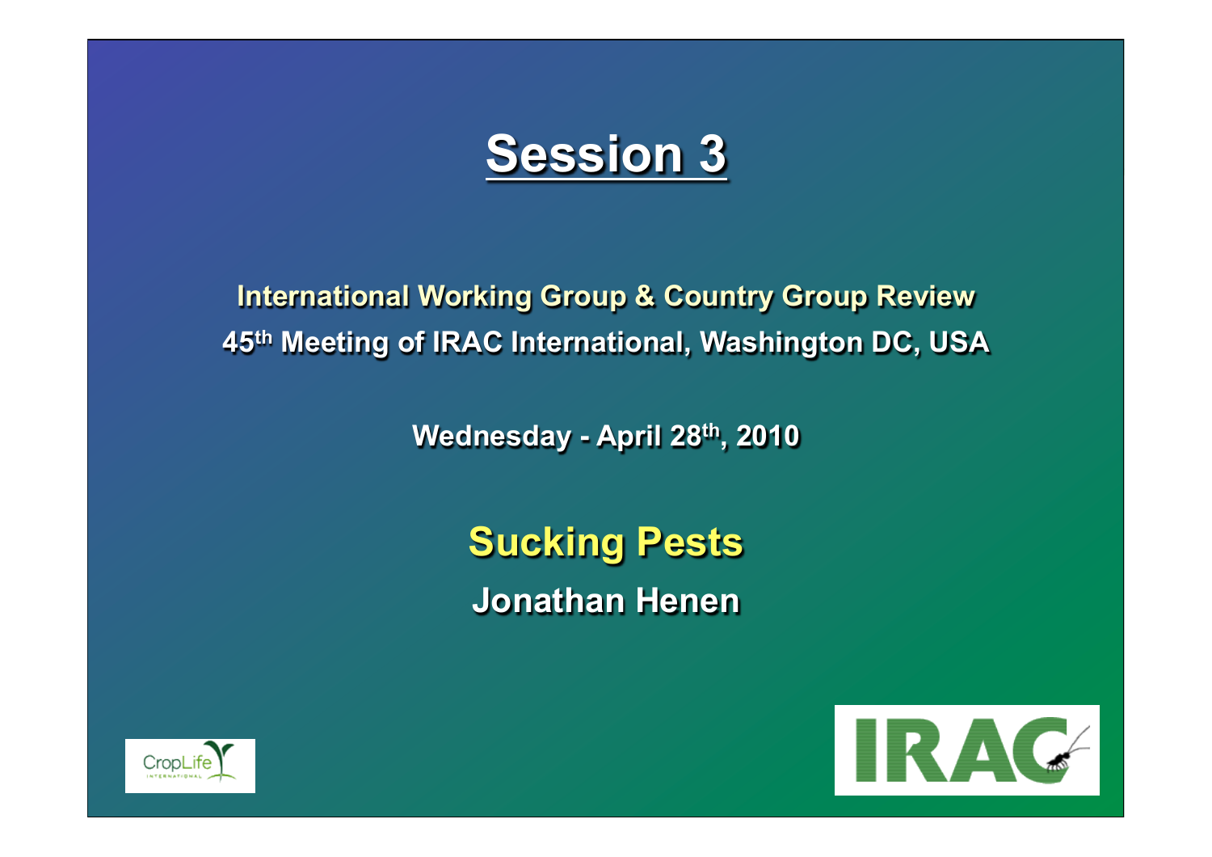# Session 3

**International Working Group & Country Group Review**
**45th Meeting of IRAC International, Washington DC, USA**

**Wednesday - April 28th, 2010**

## Sucking Pests

**Jonathan Henen**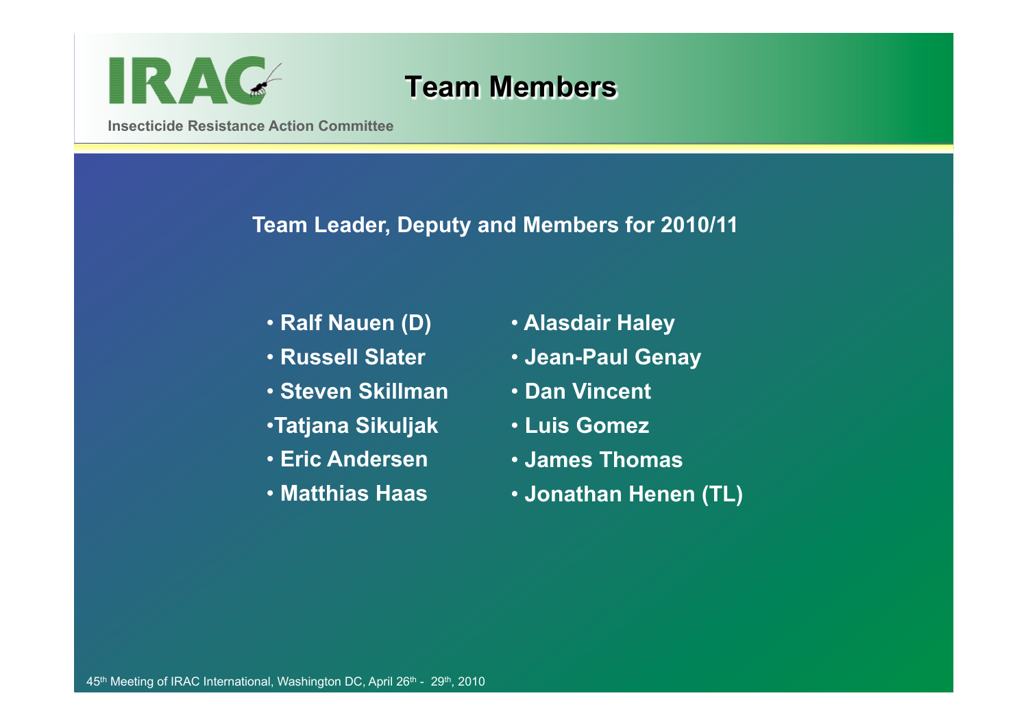# Team Members

IRAC — Insecticide Resistance Action Committee

**Team Leader, Deputy and Members for 2010/11**

- **Ralf Nauen (D)**
- **Russell Slater**
- **Steven Skillman**
- **Tatjana Sikuljak**
- **Eric Andersen**
- **Matthias Haas**
- **Alasdair Haley**
- **Jean-Paul Genay**
- **Dan Vincent**
- **Luis Gomez**
- **James Thomas**
- **Jonathan Henen (TL)**

45th Meeting of IRAC International, Washington DC, April 26th - 29th, 2010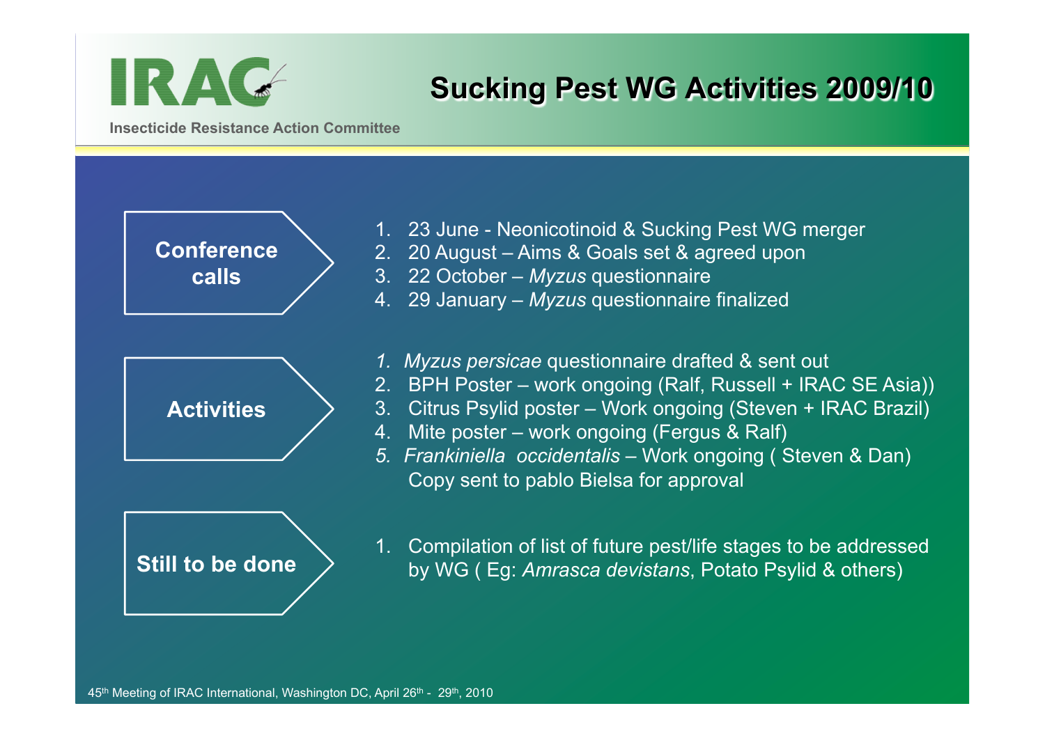**IRAC**

Insecticide Resistance Action Committee

# Sucking Pest WG Activities 2009/10

## Conference calls

1. 23 June - Neonicotinoid & Sucking Pest WG merger
2. 20 August – Aims & Goals set & agreed upon
3. 22 October – *Myzus* questionnaire
4. 29 January – *Myzus* questionnaire finalized

## Activities

1. *Myzus persicae* questionnaire drafted & sent out
2. BPH Poster – work ongoing (Ralf, Russell + IRAC SE Asia))
3. Citrus Psylid poster – Work ongoing (Steven + IRAC Brazil)
4. Mite poster – work ongoing (Fergus & Ralf)
5. *Frankiniella occidentalis* – Work ongoing ( Steven & Dan)
   Copy sent to pablo Bielsa for approval

## Still to be done

1. Compilation of list of future pest/life stages to be addressed by WG ( Eg: *Amrasca devistans*, Potato Psylid & others)

45th Meeting of IRAC International, Washington DC, April 26th - 29th, 2010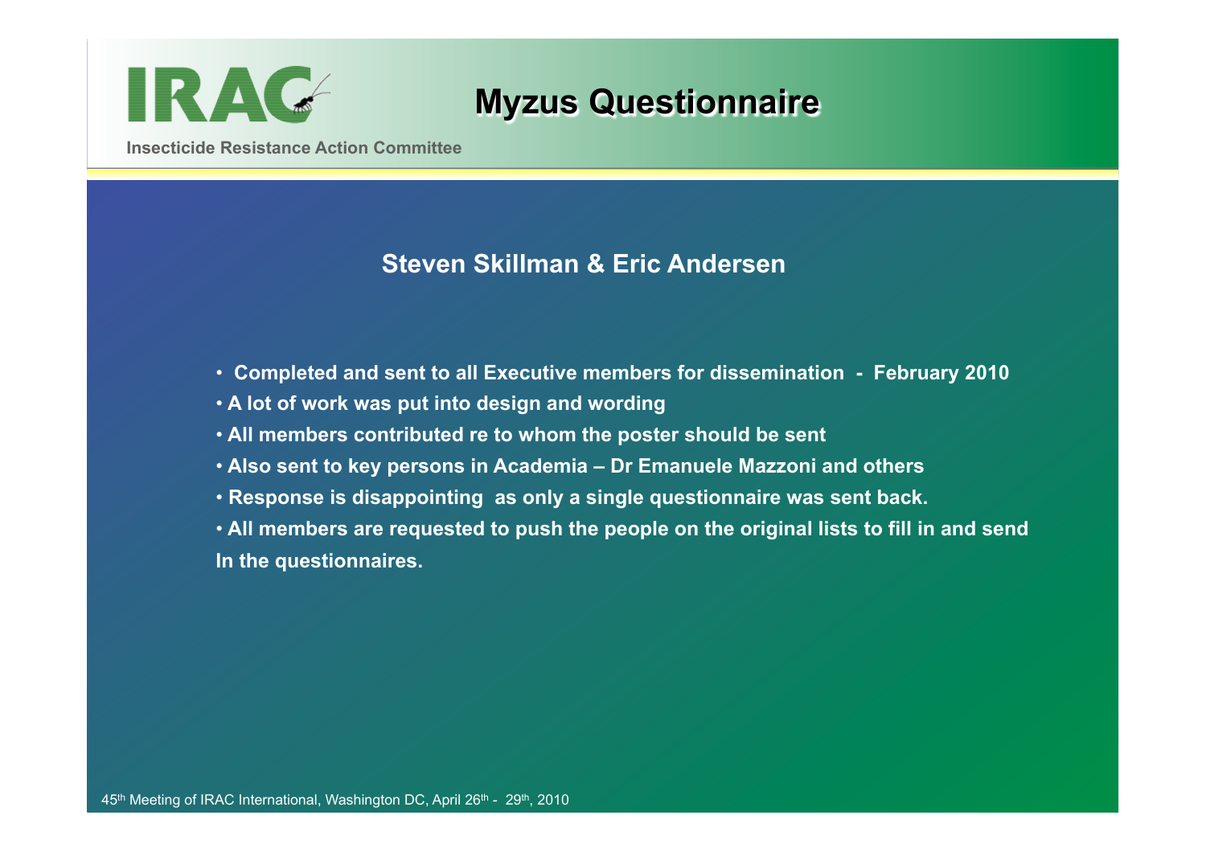# Myzus Questionnaire

**Steven Skillman & Eric Andersen**

- **Completed and sent to all Executive members for dissemination - February 2010**
- **A lot of work was put into design and wording**
- **All members contributed re to whom the poster should be sent**
- **Also sent to key persons in Academia – Dr Emanuele Mazzoni and others**
- **Response is disappointing as only a single questionnaire was sent back.**
- **All members are requested to push the people on the original lists to fill in and send In the questionnaires.**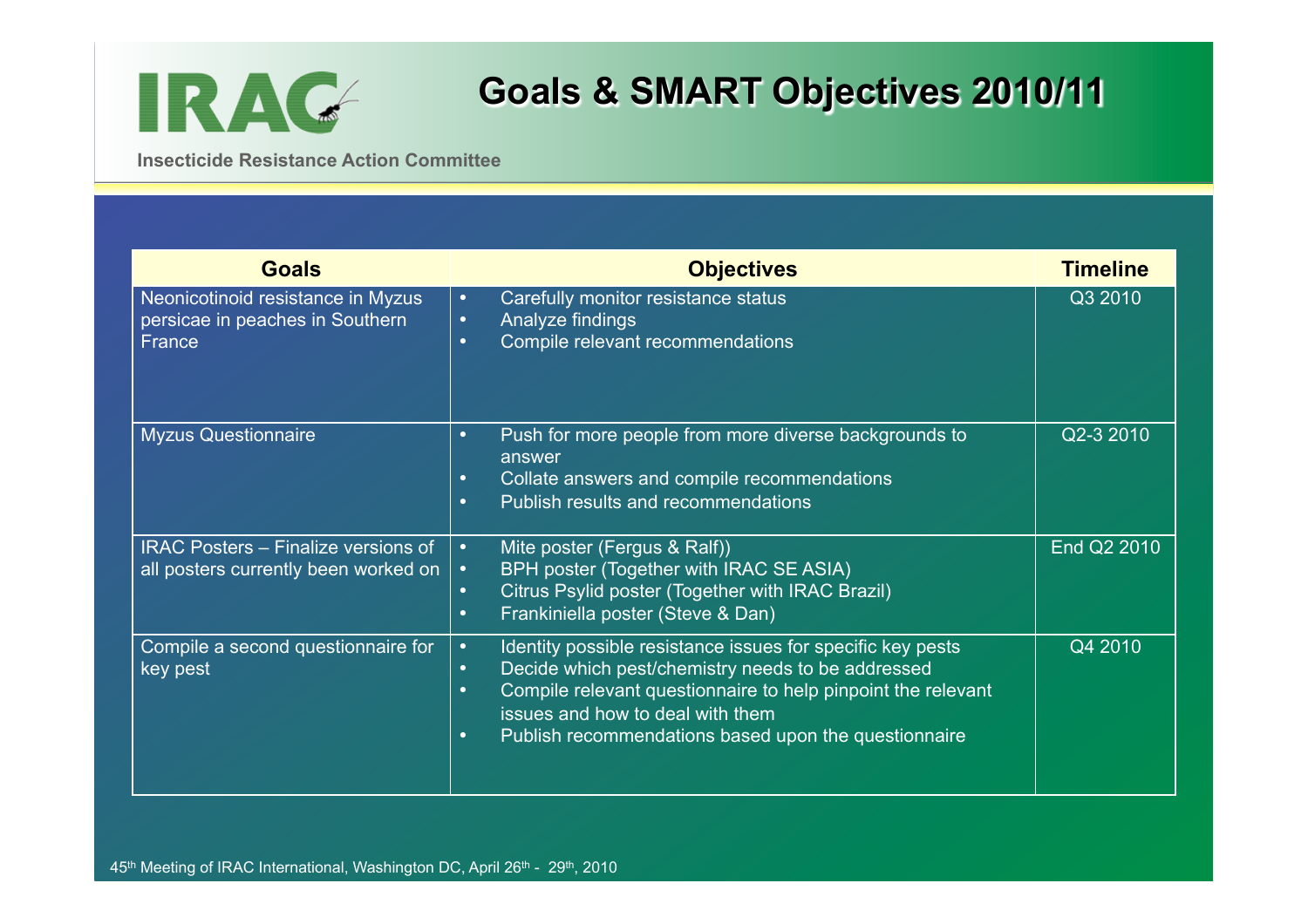# Goals & SMART Objectives 2010/11

IRAC

Insecticide Resistance Action Committee

| Goals | Objectives | Timeline |
|---|---|---|
| Neonicotinoid resistance in Myzus persicae in peaches in Southern France | • Carefully monitor resistance status<br>• Analyze findings<br>• Compile relevant recommendations | Q3 2010 |
| Myzus Questionnaire | • Push for more people from more diverse backgrounds to answer<br>• Collate answers and compile recommendations<br>• Publish results and recommendations | Q2-3 2010 |
| IRAC Posters – Finalize versions of all posters currently been worked on | • Mite poster (Fergus & Ralf))<br>• BPH poster (Together with IRAC SE ASIA)<br>• Citrus Psylid poster (Together with IRAC Brazil)<br>• Frankiniella poster (Steve & Dan) | End Q2 2010 |
| Compile a second questionnaire for key pest | • Identity possible resistance issues for specific key pests<br>• Decide which pest/chemistry needs to be addressed<br>• Compile relevant questionnaire to help pinpoint the relevant issues and how to deal with them<br>• Publish recommendations based upon the questionnaire | Q4 2010 |

45th Meeting of IRAC International, Washington DC, April 26th - 29th, 2010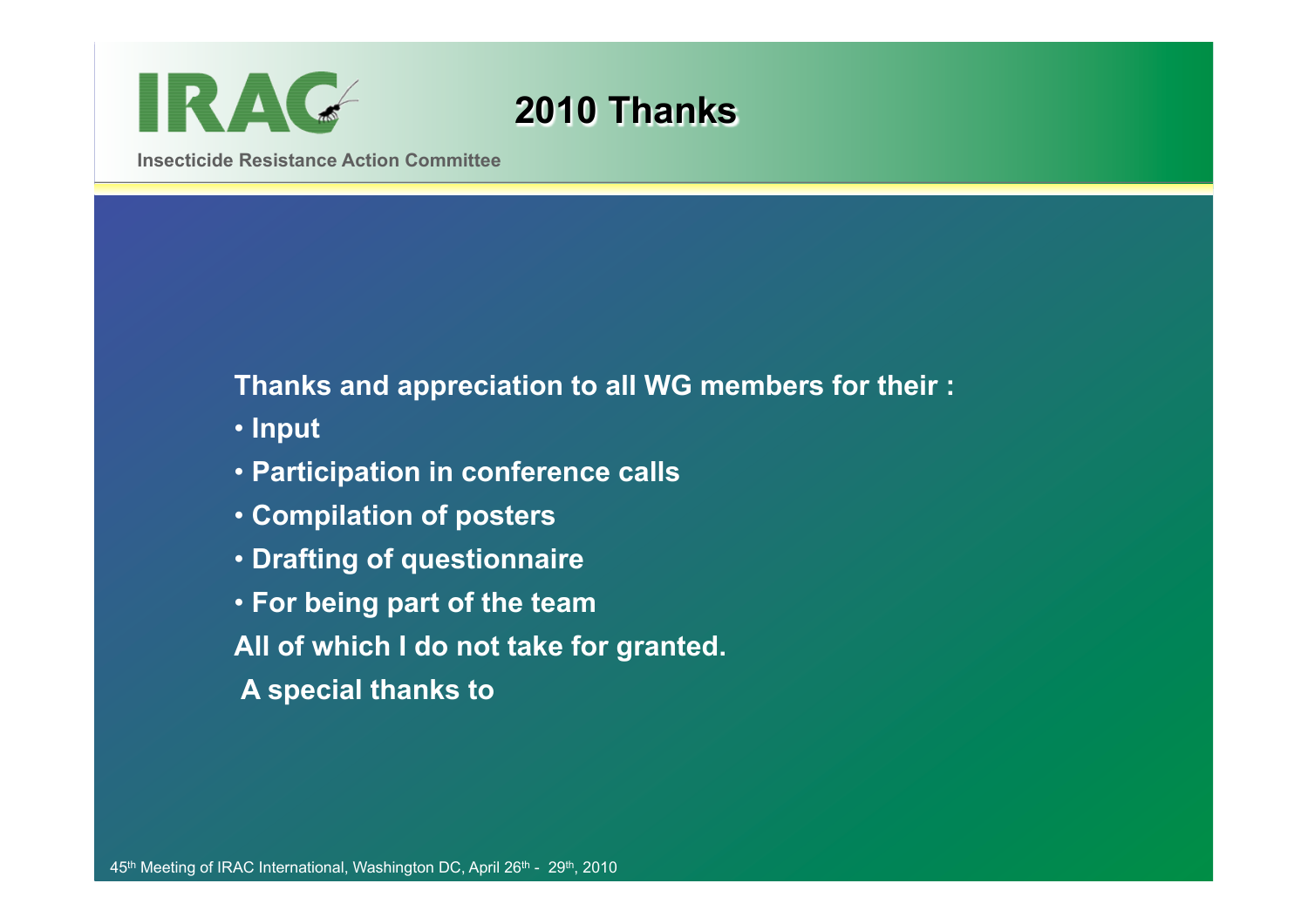# 2010 Thanks

**Thanks and appreciation to all WG members for their :**

- **Input**
- **Participation in conference calls**
- **Compilation of posters**
- **Drafting of questionnaire**
- **For being part of the team**

**All of which I do not take for granted.**

**A special thanks to**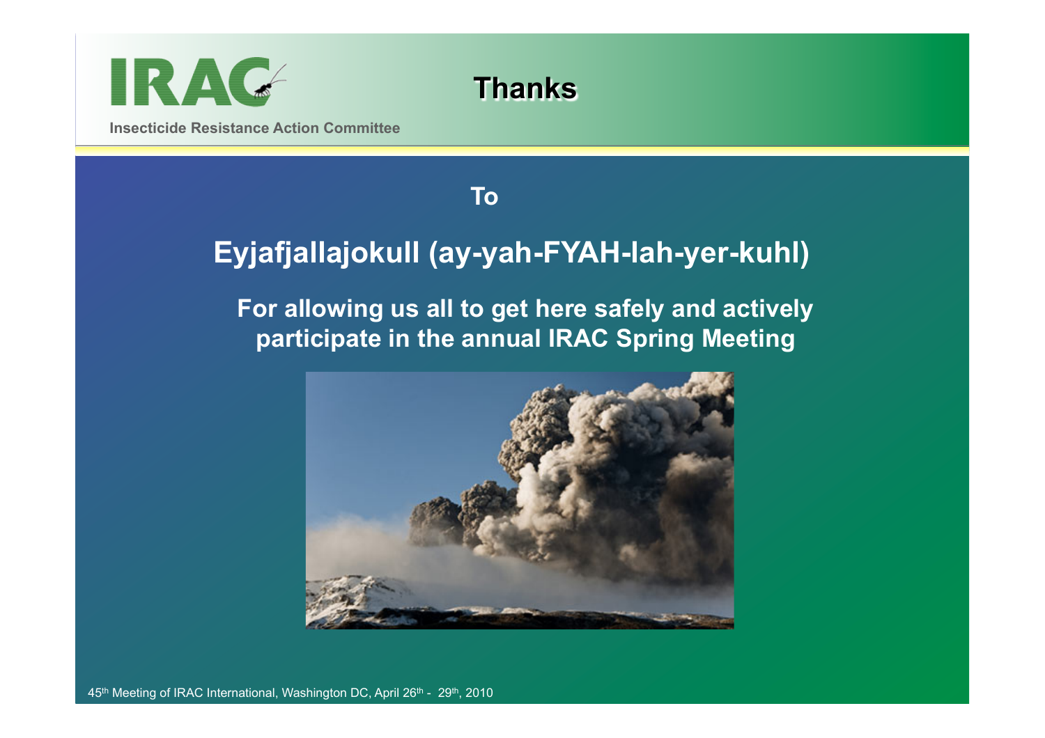# Thanks

To

## Eyjafjallajokull (ay-yah-FYAH-lah-yer-kuhl)

**For allowing us all to get here safely and actively participate in the annual IRAC Spring Meeting**